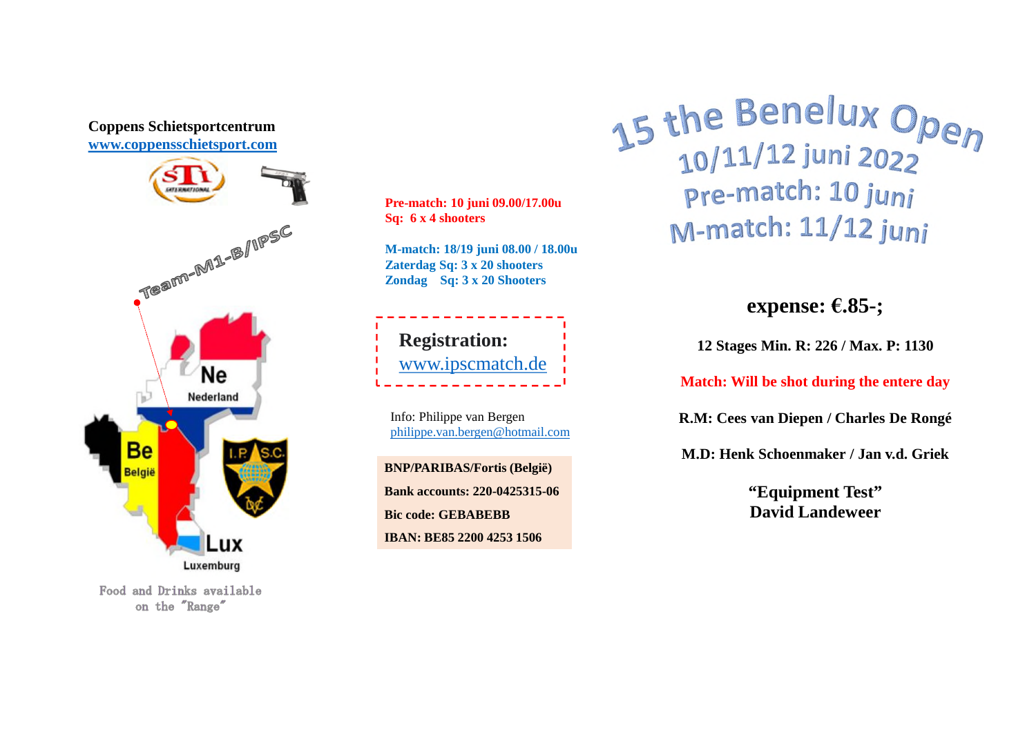**Coppens Schietsportcentrum**
**www.coppensschietsport.com**

Team-M1-B/IPSC

Ne
Nederland

Be
België

Lux
Luxemburg

Food and Drinks available
on the "Range"

**Pre-match: 10 juni 09.00/17.00u**
**Sq: 6 x 4 shooters**

**M-match: 18/19 juni 08.00 / 18.00u**
**Zaterdag Sq: 3 x 20 shooters**
**Zondag Sq: 3 x 20 Shooters**

**Registration:**
www.ipscmatch.de

Info: Philippe van Bergen
philippe.van.bergen@hotmail.com

**BNP/PARIBAS/Fortis (België)**
**Bank accounts: 220-0425315-06**
**Bic code: GEBABEBB**
**IBAN: BE85 2200 4253 1506**

# 15 the Benelux Open
## 10/11/12 juni 2022
## Pre-match: 10 juni
## M-match: 11/12 juni

**expense: €.85-;**

**12 Stages Min. R: 226 / Max. P: 1130**

**Match: Will be shot during the entere day**

**R.M: Cees van Diepen / Charles De Rongé**

**M.D: Henk Schoenmaker / Jan v.d. Griek**

**"Equipment Test"**
**David Landeweer**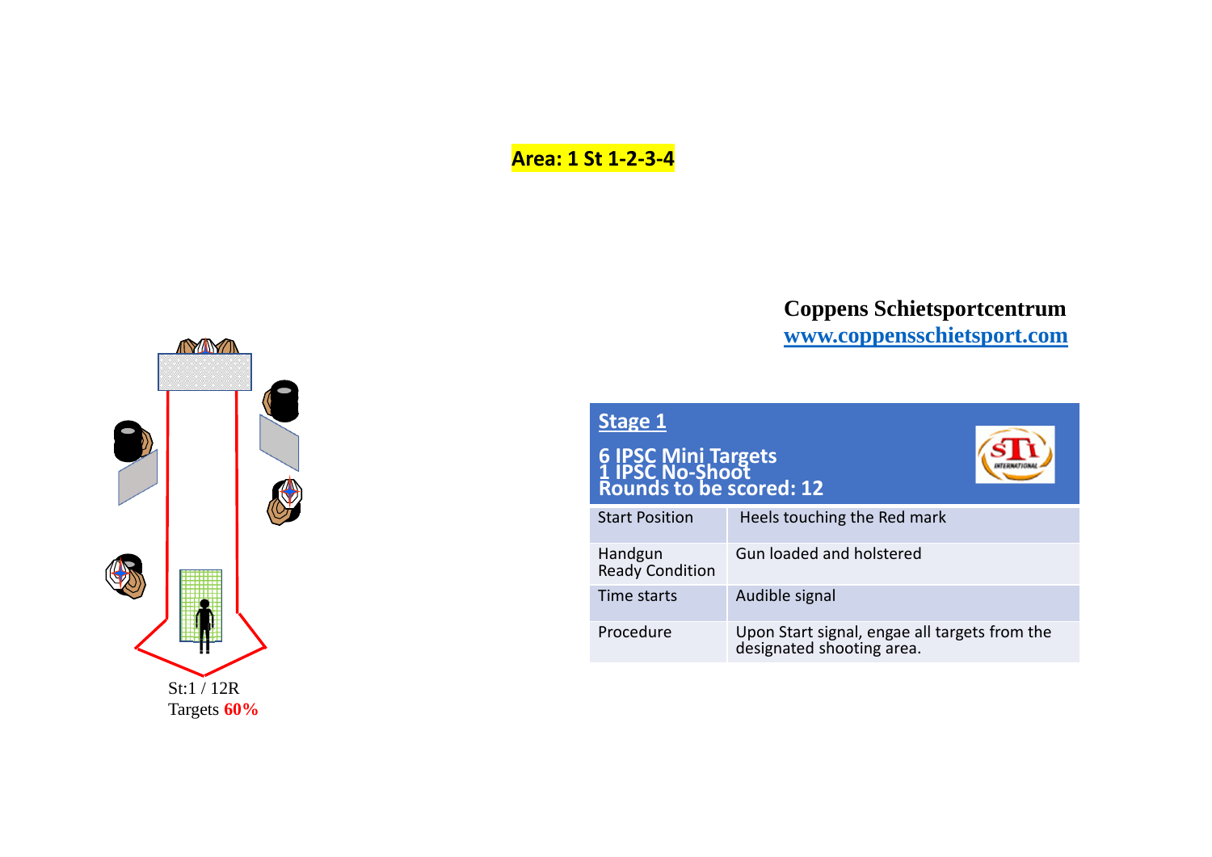**Area: 1 St 1-2-3-4**

**Coppens Schietsportcentrum**
**www.coppensschietsport.com**

St:1 / 12R
Targets **60%**

| **Stage 1**<br>**6 IPSC Mini Targets**<br>**1 IPSC No-Shoot**<br>**Rounds to be scored: 12** | |
|---|---|
| Start Position | Heels touching the Red mark |
| Handgun Ready Condition | Gun loaded and holstered |
| Time starts | Audible signal |
| Procedure | Upon Start signal, engae all targets from the designated shooting area. |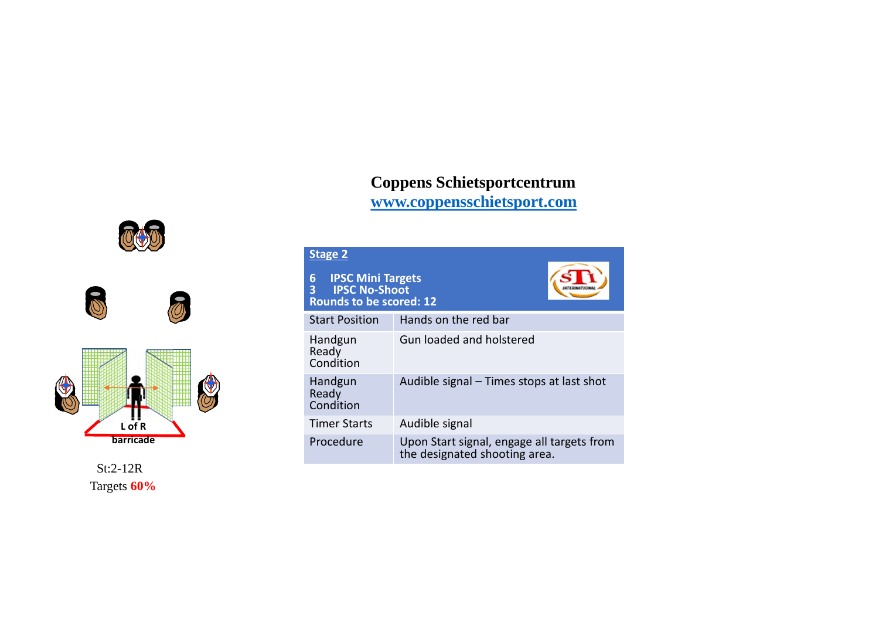**Coppens Schietsportcentrum**
[www.coppensschietsport.com](http://www.coppensschietsport.com)

| Stage 2<br>6 IPSC Mini Targets<br>3 IPSC No-Shoot<br>Rounds to be scored: 12 | |
|---|---|
| Start Position | Hands on the red bar |
| Handgun Ready Condition | Gun loaded and holstered |
| Handgun Ready Condition | Audible signal – Times stops at last shot |
| Timer Starts | Audible signal |
| Procedure | Upon Start signal, engage all targets from the designated shooting area. |

L of R barricade

St:2-12R

Targets **60%**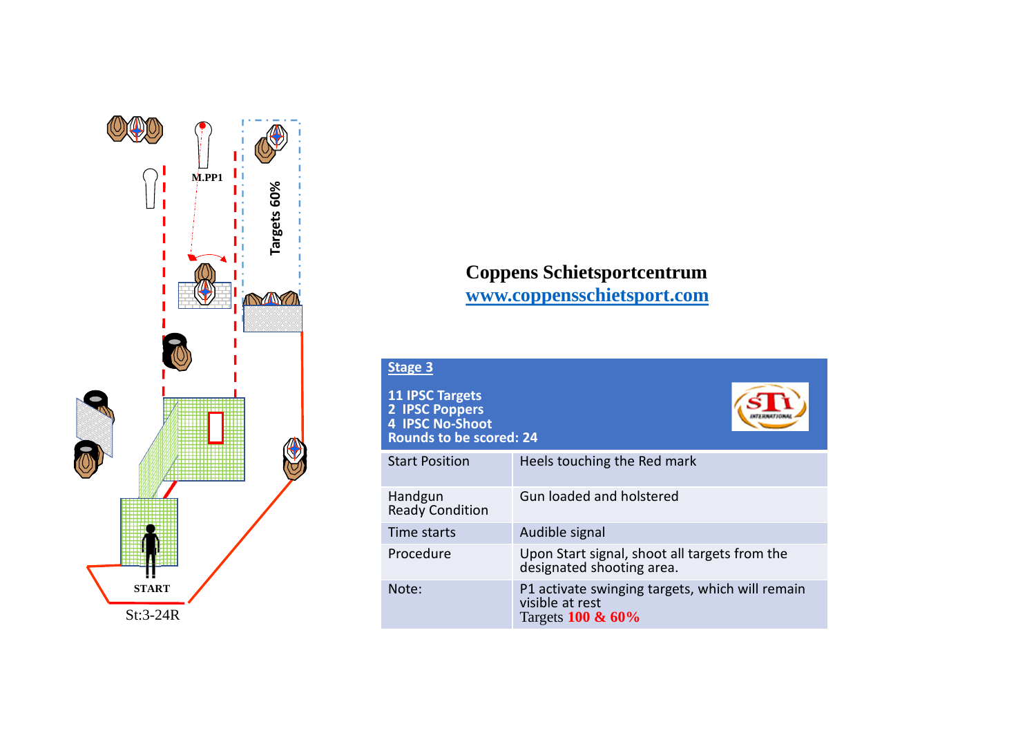M.PP1

Targets 60%

START

St:3-24R

**Coppens Schietsportcentrum**
**[www.coppensschietsport.com](http://www.coppensschietsport.com)**

| **Stage 3**<br><br>**11 IPSC Targets**<br>**2 IPSC Poppers**<br>**4 IPSC No-Shoot**<br>**Rounds to be scored: 24** | |
|---|---|
| Start Position | Heels touching the Red mark |
| Handgun Ready Condition | Gun loaded and holstered |
| Time starts | Audible signal |
| Procedure | Upon Start signal, shoot all targets from the designated shooting area. |
| Note: | P1 activate swinging targets, which will remain visible at rest<br>Targets **100 & 60%** |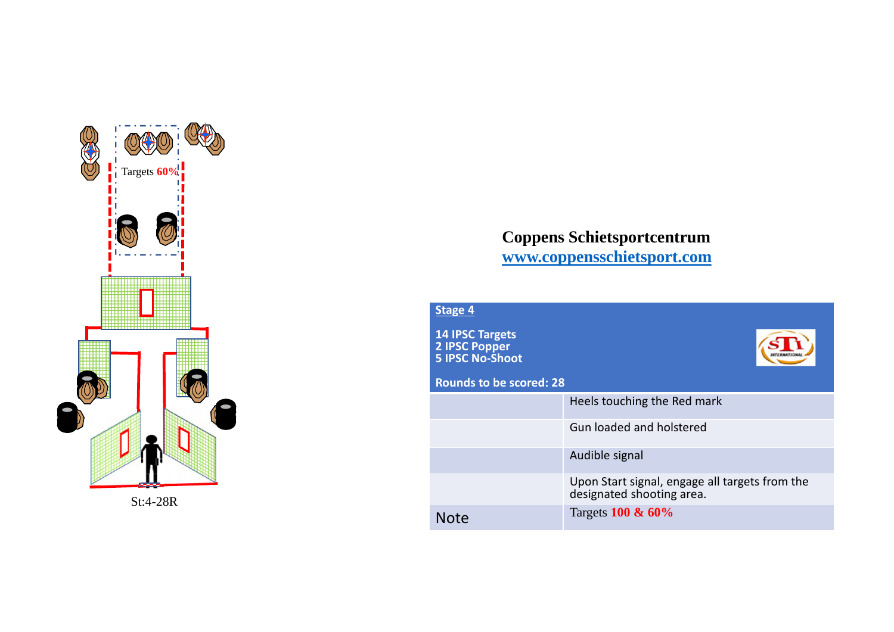Targets **60%**

St:4-28R

**Coppens Schietsportcentrum**
**[www.coppensschietsport.com](http://www.coppensschietsport.com)**

| **Stage 4**<br><br>**14 IPSC Targets**<br>**2 IPSC Popper**<br>**5 IPSC No-Shoot**<br><br>**Rounds to be scored: 28** | |
|---|---|
| | Heels touching the Red mark |
| | Gun loaded and holstered |
| | Audible signal |
| | Upon Start signal, engage all targets from the designated shooting area. |
| Note | Targets **100 & 60%** |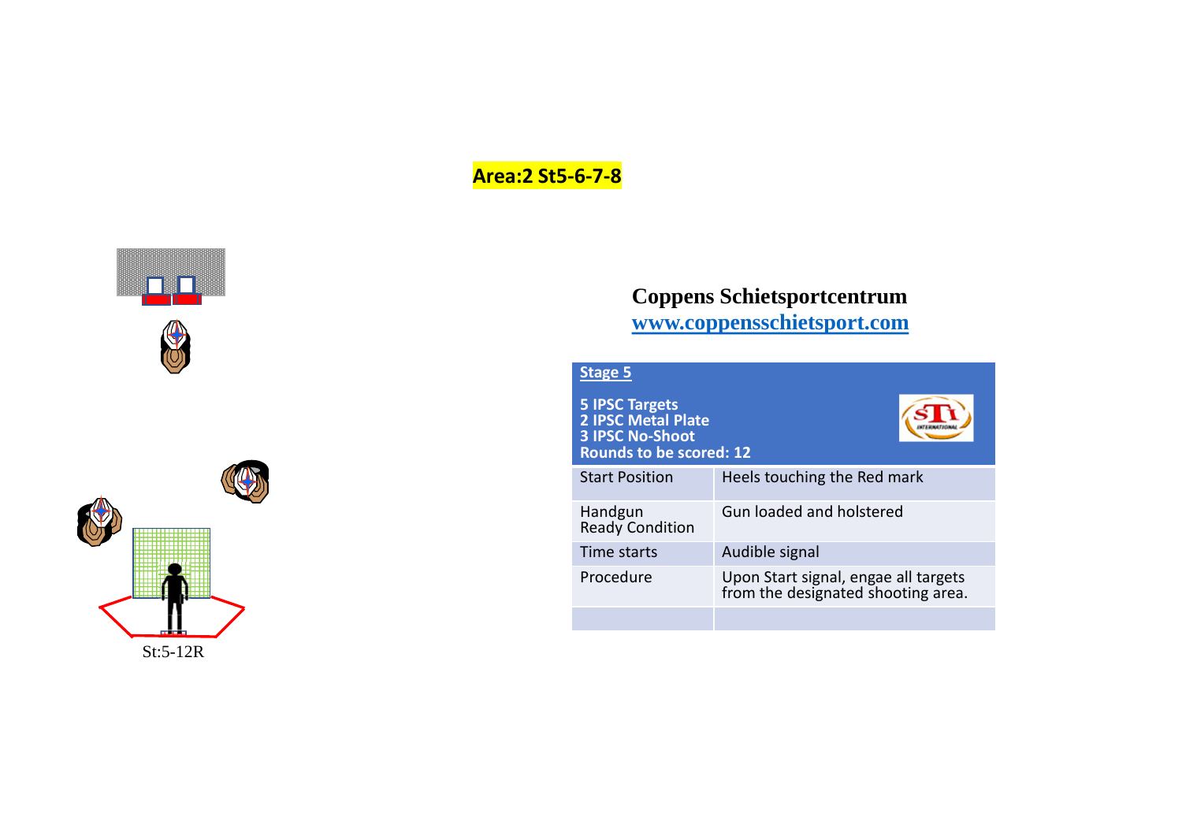**Area:2 St5-6-7-8**

St:5-12R

**Coppens Schietsportcentrum**
[www.coppensschietsport.com](http://www.coppensschietsport.com)

| **Stage 5**<br><br>**5 IPSC Targets**<br>**2 IPSC Metal Plate**<br>**3 IPSC No-Shoot**<br>**Rounds to be scored: 12** | |
| --- | --- |
| Start Position | Heels touching the Red mark |
| Handgun<br>Ready Condition | Gun loaded and holstered |
| Time starts | Audible signal |
| Procedure | Upon Start signal, engae all targets from the designated shooting area. |
| | |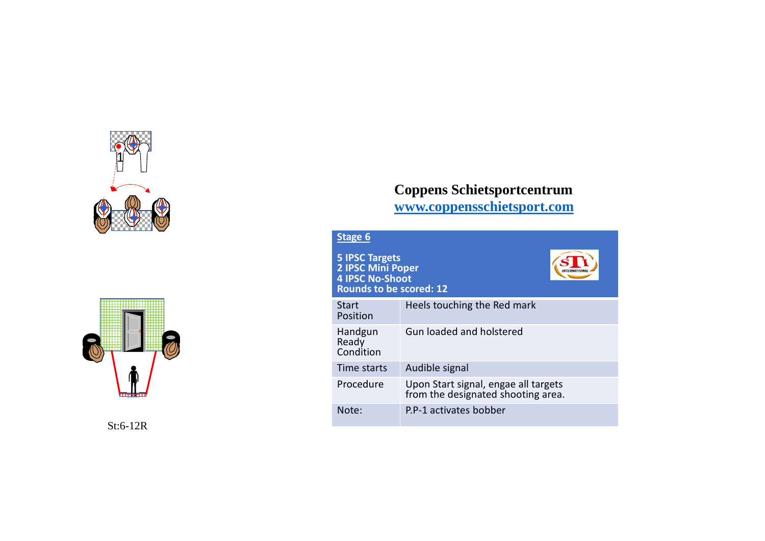St:6-12R

**Coppens Schietsportcentrum**
[www.coppensschietsport.com](http://www.coppensschietsport.com)

| **Stage 6**<br><br>**5 IPSC Targets**<br>**2 IPSC Mini Poper**<br>**4 IPSC No-Shoot**<br>**Rounds to be scored: 12** | |
|---|---|
| Start Position | Heels touching the Red mark |
| Handgun Ready Condition | Gun loaded and holstered |
| Time starts | Audible signal |
| Procedure | Upon Start signal, engae all targets from the designated shooting area. |
| Note: | P.P-1 activates bobber |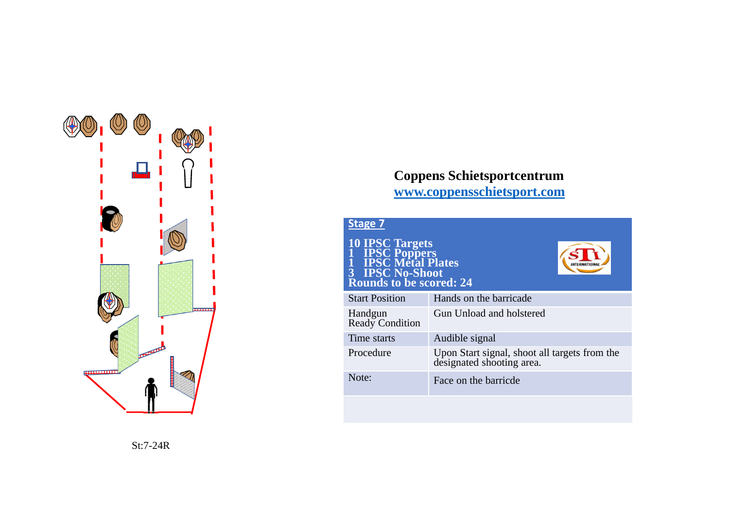**Coppens Schietsportcentrum**
**www.coppensschietsport.com**

| **Stage 7** | |
|---|---|
| **10 IPSC Targets**<br>**1 IPSC Poppers**<br>**1 IPSC Metal Plates**<br>**3 IPSC No-Shoot**<br>**Rounds to be scored: 24** | |
| Start Position | Hands on the barricade |
| Handgun Ready Condition | Gun Unload and holstered |
| Time starts | Audible signal |
| Procedure | Upon Start signal, shoot all targets from the designated shooting area. |
| Note: | Face on the barricde |

St:7-24R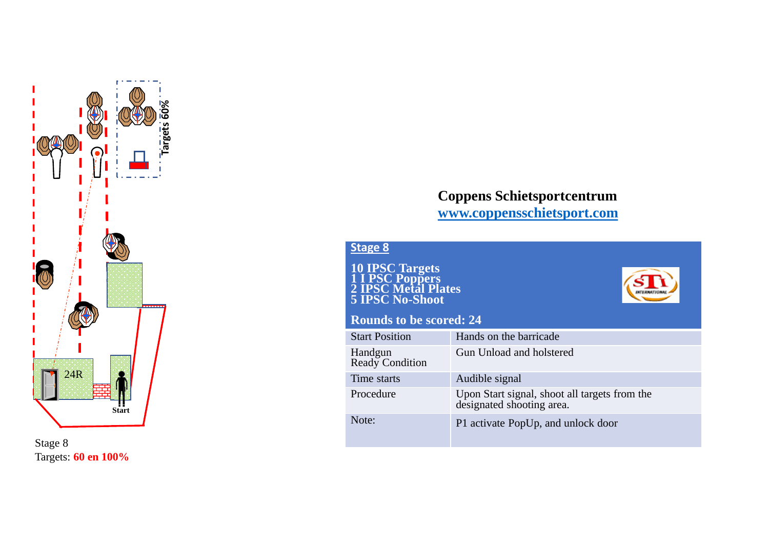Targets 60%

24R

Start

Stage 8
Targets: **60 en 100%**

**Coppens Schietsportcentrum**
**www.coppensschietsport.com**

## Stage 8

**10 IPSC Targets**
**1 I PSC Poppers**
**2 IPSC Metal Plates**
**5 IPSC No-Shoot**

**Rounds to be scored: 24**

| | |
|---|---|
| Start Position | Hands on the barricade |
| Handgun Ready Condition | Gun Unload and holstered |
| Time starts | Audible signal |
| Procedure | Upon Start signal, shoot all targets from the designated shooting area. |
| Note: | P1 activate PopUp, and unlock door |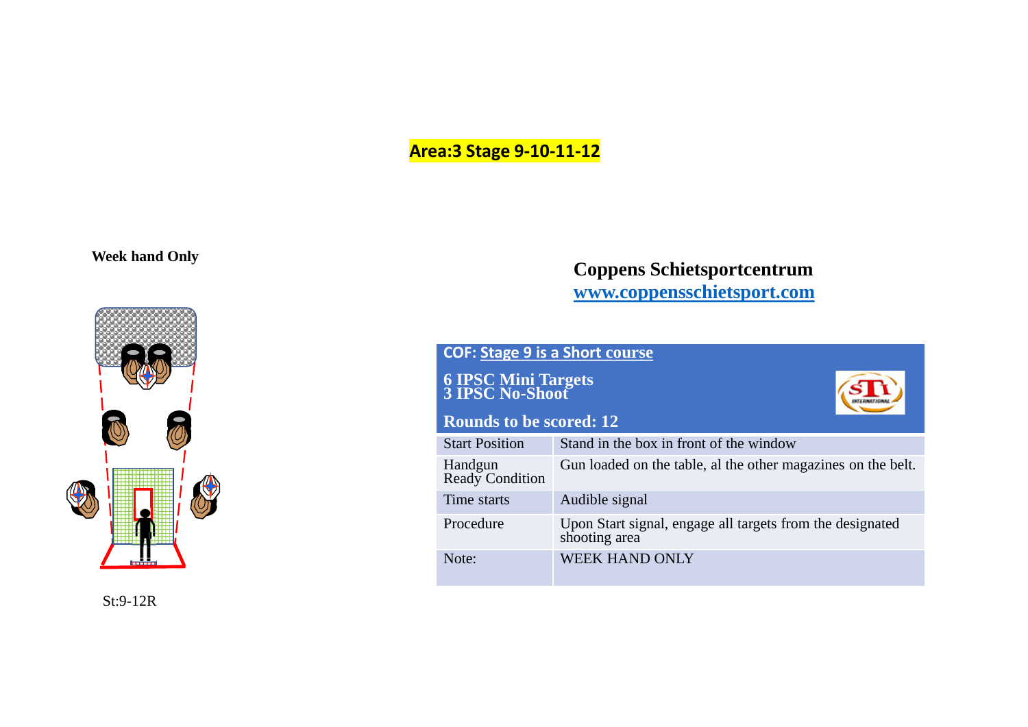## Area:3 Stage 9-10-11-12

**Week hand Only**

St:9-12R

**Coppens Schietsportcentrum**
**[www.coppensschietsport.com](http://www.coppensschietsport.com)**

**COF: Stage 9 is a Short course**

**6 IPSC Mini Targets**
**3 IPSC No-Shoot**

**Rounds to be scored: 12**

| | |
|---|---|
| Start Position | Stand in the box in front of the window |
| Handgun Ready Condition | Gun loaded on the table, al the other magazines on the belt. |
| Time starts | Audible signal |
| Procedure | Upon Start signal, engage all targets from the designated shooting area |
| Note: | WEEK HAND ONLY |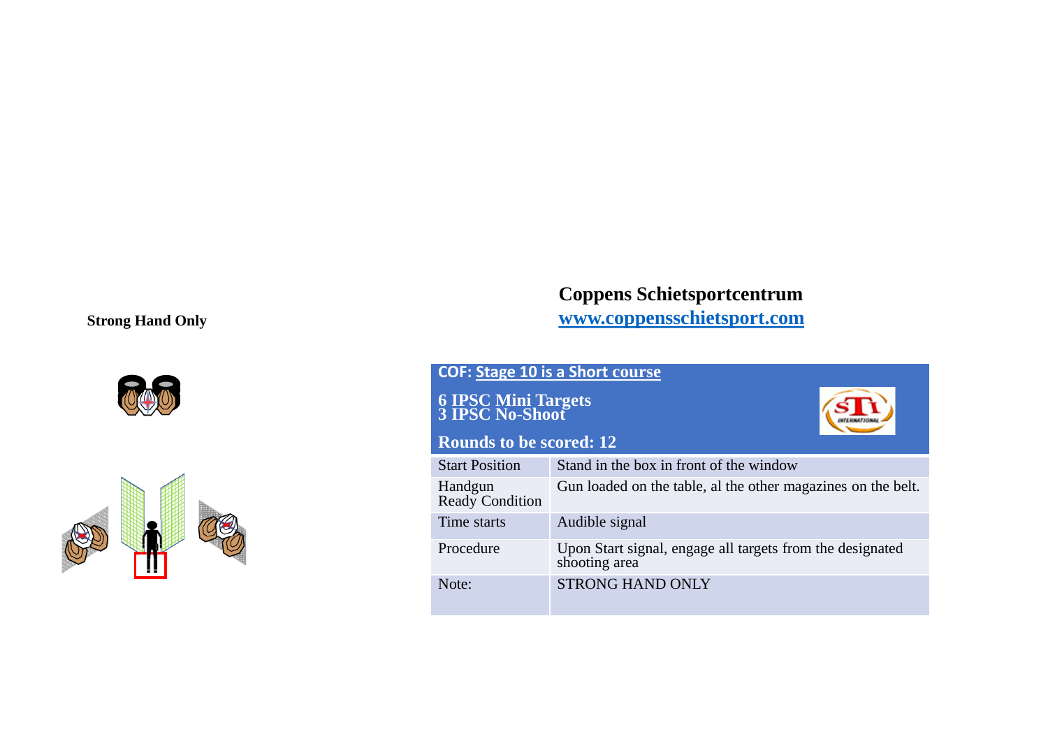**Strong Hand Only**

**Coppens Schietsportcentrum**
**[www.coppensschietsport.com](http://www.coppensschietsport.com)**

**COF: Stage 10 is a Short course**

**6 IPSC Mini Targets**
**3 IPSC No-Shoot**

**Rounds to be scored: 12**

| | |
|---|---|
| Start Position | Stand in the box in front of the window |
| Handgun Ready Condition | Gun loaded on the table, al the other magazines on the belt. |
| Time starts | Audible signal |
| Procedure | Upon Start signal, engage all targets from the designated shooting area |
| Note: | STRONG HAND ONLY |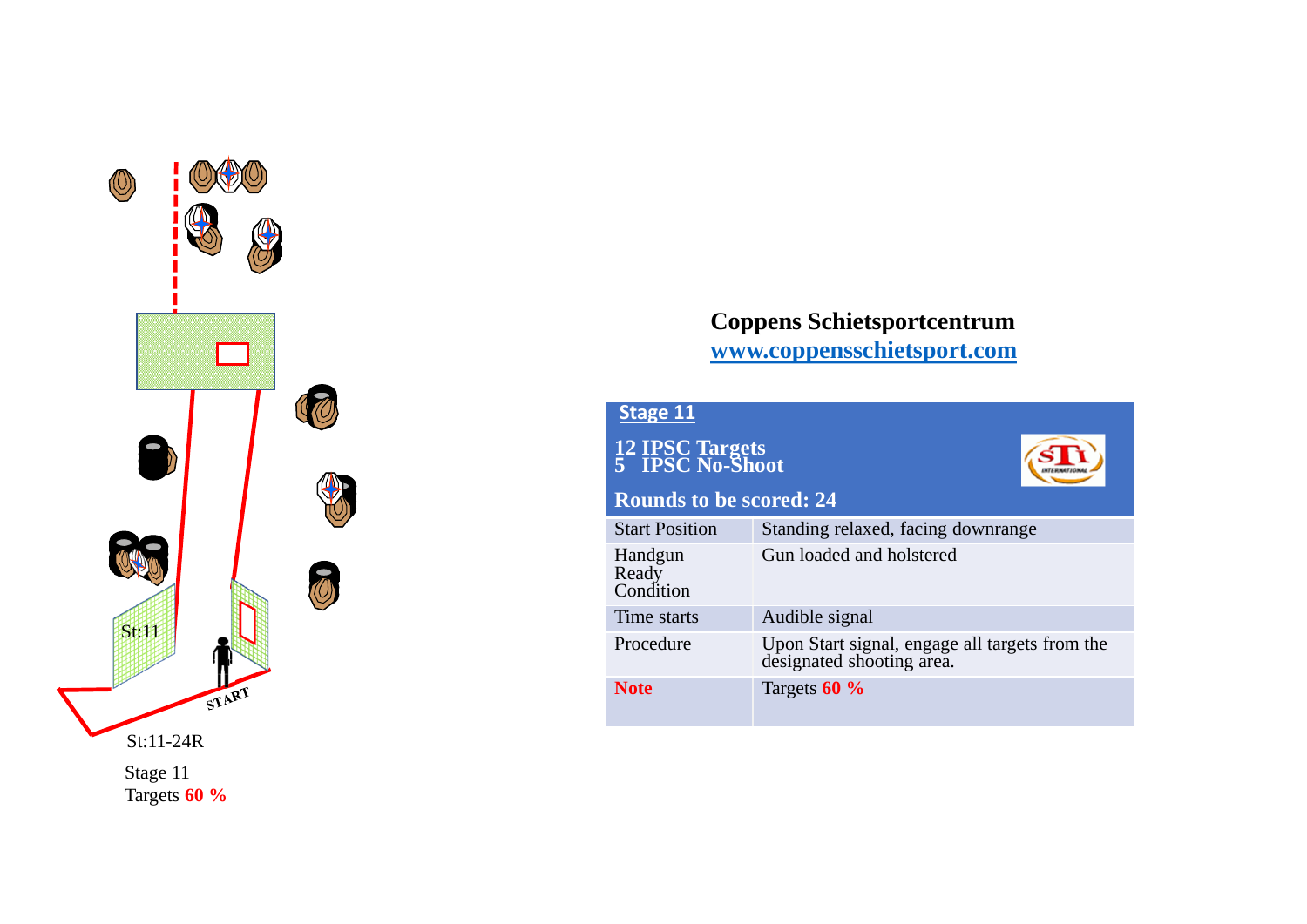St:11

START

St:11-24R

Stage 11
Targets **60 %**

**Coppens Schietsportcentrum**
**www.coppensschietsport.com**

| **Stage 11** | |
|---|---|
| **12 IPSC Targets**<br>**5 IPSC No-Shoot**<br>**Rounds to be scored: 24** | |
| Start Position | Standing relaxed, facing downrange |
| Handgun Ready Condition | Gun loaded and holstered |
| Time starts | Audible signal |
| Procedure | Upon Start signal, engage all targets from the designated shooting area. |
| **Note** | Targets **60 %** |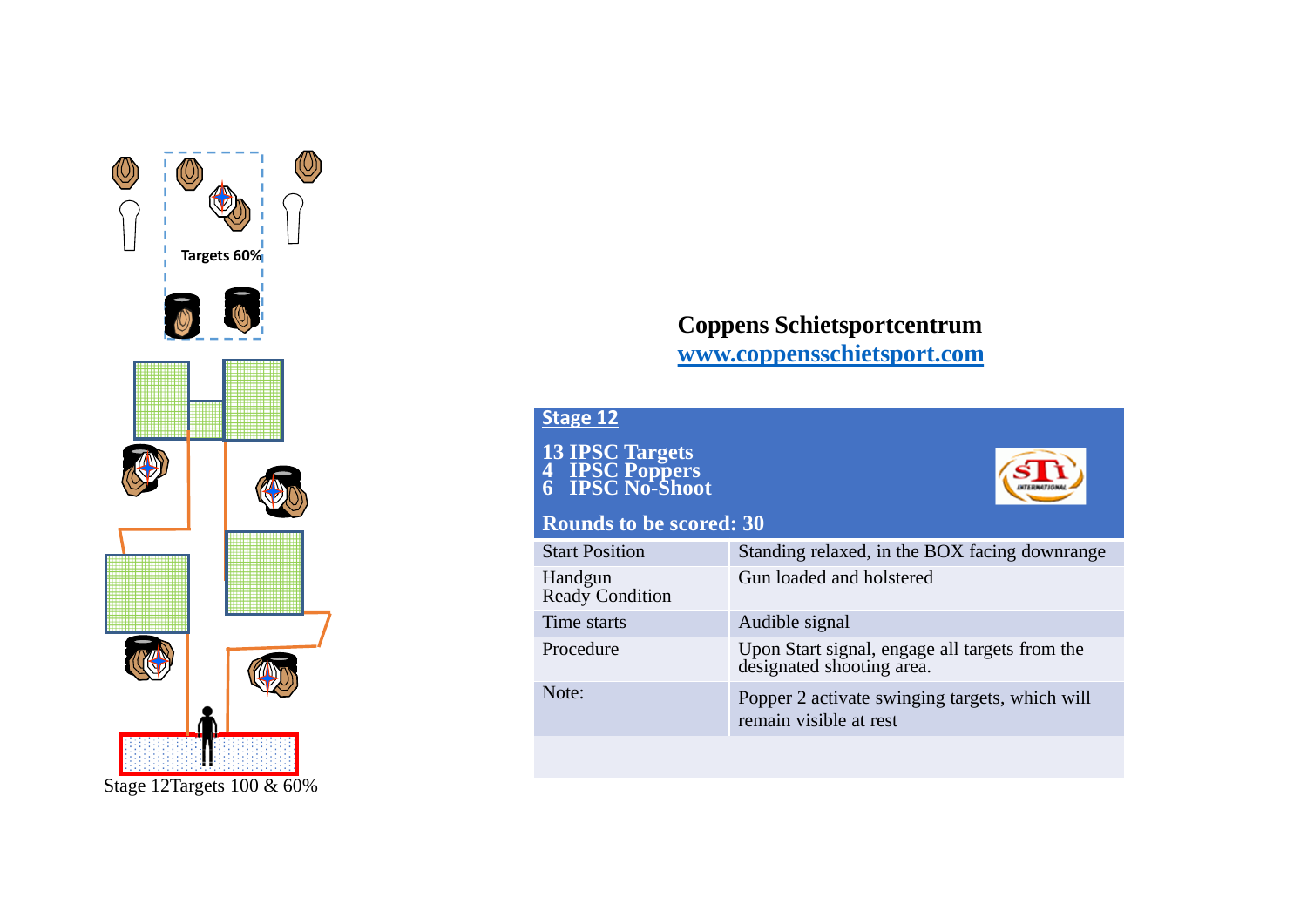Targets 60%

Stage 12Targets 100 & 60%

**Coppens Schietsportcentrum**
**[www.coppensschietsport.com](http://www.coppensschietsport.com)**

| | |
|---|---|
| **Stage 12** | |
| **13 IPSC Targets**<br>**4 IPSC Poppers**<br>**6 IPSC No-Shoot** | |
| **Rounds to be scored: 30** | |
| Start Position | Standing relaxed, in the BOX facing downrange |
| Handgun Ready Condition | Gun loaded and holstered |
| Time starts | Audible signal |
| Procedure | Upon Start signal, engage all targets from the designated shooting area. |
| Note: | Popper 2 activate swinging targets, which will remain visible at rest |